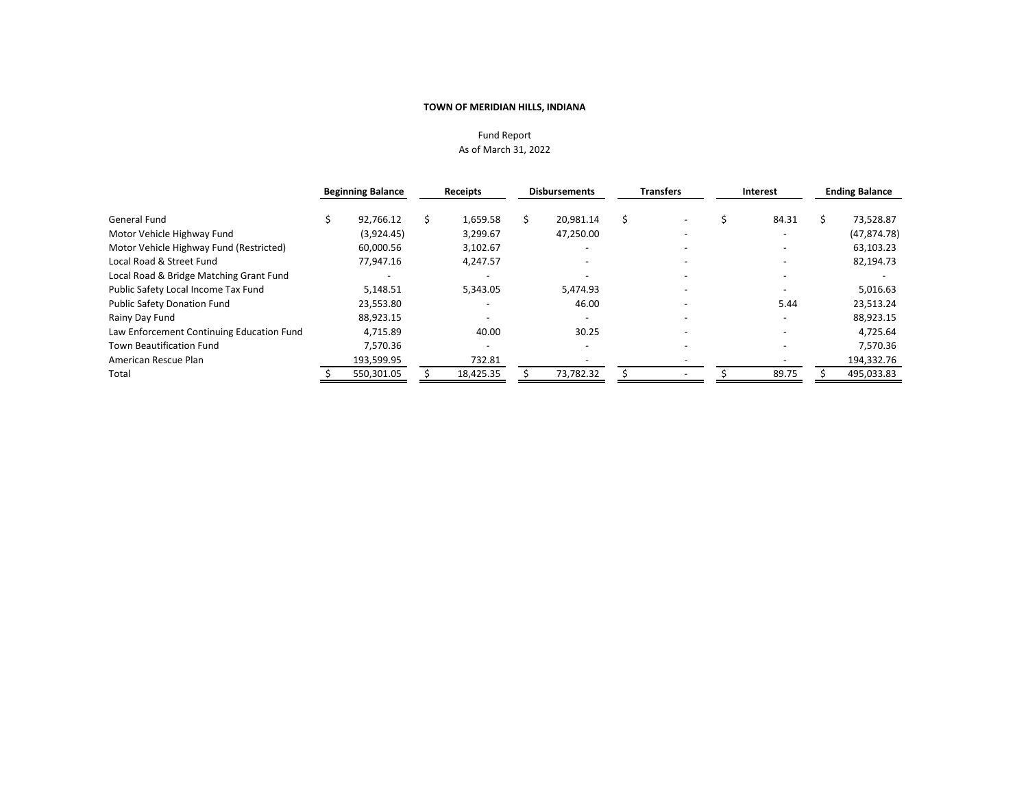**TOWN OF MERIDIAN HILLS, INDIANA**

Fund Report
As of March 31, 2022

| | Beginning Balance | Receipts | Disbursements | Transfers | Interest | Ending Balance |
|---|---|---|---|---|---|---|
| General Fund | $ 92,766.12 | $ 1,659.58 | $ 20,981.14 | $ - | $ 84.31 | $ 73,528.87 |
| Motor Vehicle Highway Fund | (3,924.45) | 3,299.67 | 47,250.00 | - | - | (47,874.78) |
| Motor Vehicle Highway Fund (Restricted) | 60,000.56 | 3,102.67 | - | - | - | 63,103.23 |
| Local Road & Street Fund | 77,947.16 | 4,247.57 | - | - | - | 82,194.73 |
| Local Road & Bridge Matching Grant Fund | - | - | - | - | - | - |
| Public Safety Local Income Tax Fund | 5,148.51 | 5,343.05 | 5,474.93 | - | - | 5,016.63 |
| Public Safety Donation Fund | 23,553.80 | - | 46.00 | - | 5.44 | 23,513.24 |
| Rainy Day Fund | 88,923.15 | - | - | - | - | 88,923.15 |
| Law Enforcement Continuing Education Fund | 4,715.89 | 40.00 | 30.25 | - | - | 4,725.64 |
| Town Beautification Fund | 7,570.36 | - | - | - | - | 7,570.36 |
| American Rescue Plan | 193,599.95 | 732.81 | - | - | - | 194,332.76 |
| Total | $ 550,301.05 | $ 18,425.35 | $ 73,782.32 | $ - | $ 89.75 | $ 495,033.83 |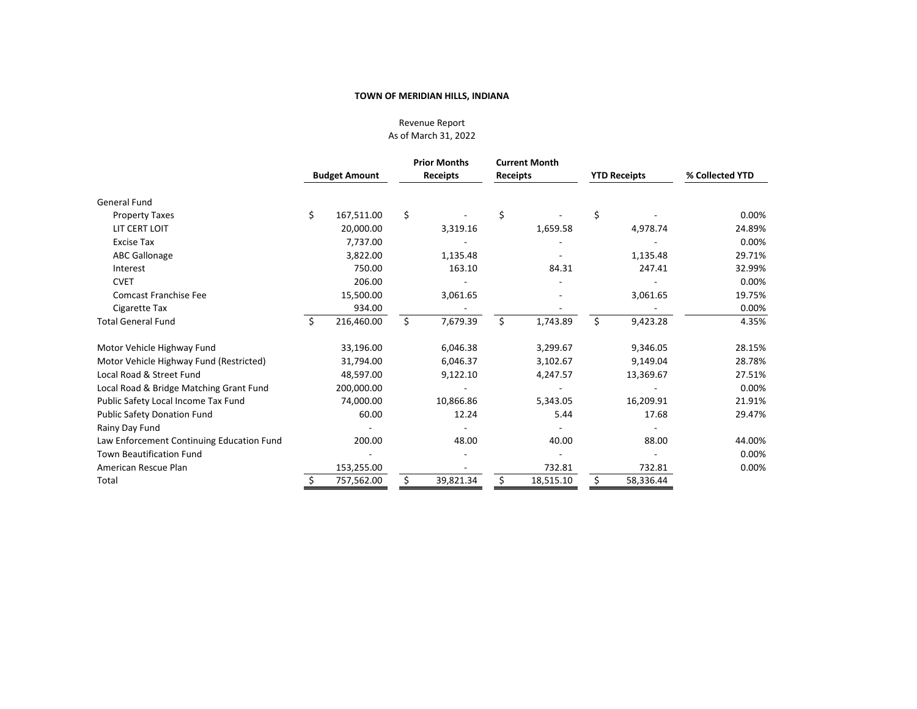**TOWN OF MERIDIAN HILLS, INDIANA**

Revenue Report
As of March 31, 2022

| | Budget Amount | Prior Months Receipts | Current Month Receipts | YTD Receipts | % Collected YTD |
|---|---|---|---|---|---|
| General Fund | | | | | |
| Property Taxes | $ 167,511.00 | $ - | $ - | $ - | 0.00% |
| LIT CERT LOIT | 20,000.00 | 3,319.16 | 1,659.58 | 4,978.74 | 24.89% |
| Excise Tax | 7,737.00 | - | - | - | 0.00% |
| ABC Gallonage | 3,822.00 | 1,135.48 | - | 1,135.48 | 29.71% |
| Interest | 750.00 | 163.10 | 84.31 | 247.41 | 32.99% |
| CVET | 206.00 | - | - | - | 0.00% |
| Comcast Franchise Fee | 15,500.00 | 3,061.65 | - | 3,061.65 | 19.75% |
| Cigarette Tax | 934.00 | - | - | - | 0.00% |
| Total General Fund | $ 216,460.00 | $ 7,679.39 | $ 1,743.89 | $ 9,423.28 | 4.35% |
| Motor Vehicle Highway Fund | 33,196.00 | 6,046.38 | 3,299.67 | 9,346.05 | 28.15% |
| Motor Vehicle Highway Fund (Restricted) | 31,794.00 | 6,046.37 | 3,102.67 | 9,149.04 | 28.78% |
| Local Road & Street Fund | 48,597.00 | 9,122.10 | 4,247.57 | 13,369.67 | 27.51% |
| Local Road & Bridge Matching Grant Fund | 200,000.00 | - | - | - | 0.00% |
| Public Safety Local Income Tax Fund | 74,000.00 | 10,866.86 | 5,343.05 | 16,209.91 | 21.91% |
| Public Safety Donation Fund | 60.00 | 12.24 | 5.44 | 17.68 | 29.47% |
| Rainy Day Fund | - | - | - | - | |
| Law Enforcement Continuing Education Fund | 200.00 | 48.00 | 40.00 | 88.00 | 44.00% |
| Town Beautification Fund | - | - | - | - | 0.00% |
| American Rescue Plan | 153,255.00 | - | 732.81 | 732.81 | 0.00% |
| Total | $ 757,562.00 | $ 39,821.34 | $ 18,515.10 | $ 58,336.44 | |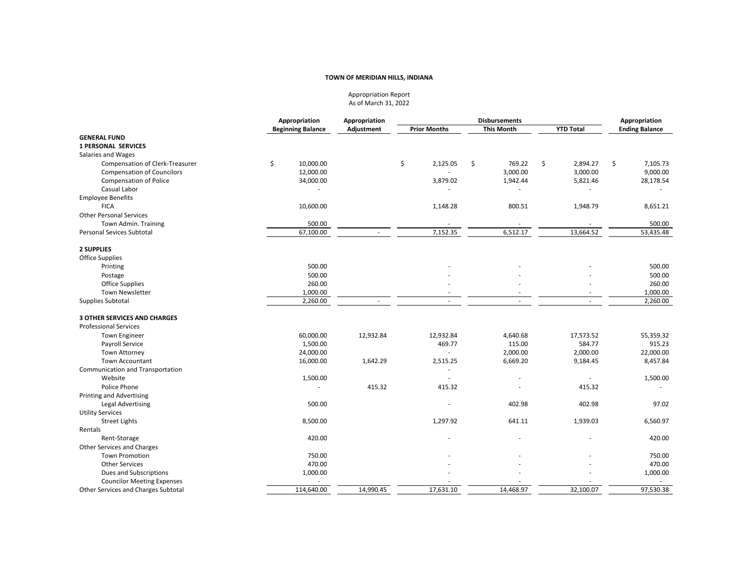**TOWN OF MERIDIAN HILLS, INDIANA**

Appropriation Report
As of March 31, 2022

| | Appropriation Beginning Balance | Appropriation Adjustment | Disbursements | | | Appropriation Ending Balance |
|---|---|---|---|---|---|---|
| | | | Prior Months | This Month | YTD Total | |
| **GENERAL FUND** | | | | | | |
| **1 PERSONAL SERVICES** | | | | | | |
| Salaries and Wages | | | | | | |
| Compensation of Clerk-Treasurer | $ 10,000.00 | | $ 2,125.05 | $ 769.22 | $ 2,894.27 | $ 7,105.73 |
| Compensation of Councilors | 12,000.00 | | - | 3,000.00 | 3,000.00 | 9,000.00 |
| Compensation of Police | 34,000.00 | | 3,879.02 | 1,942.44 | 5,821.46 | 28,178.54 |
| Casual Labor | - | | - | - | - | - |
| Employee Benefits | | | | | | |
| FICA | 10,600.00 | | 1,148.28 | 800.51 | 1,948.79 | 8,651.21 |
| Other Personal Services | | | | | | |
| Town Admin. Training | 500.00 | | - | - | - | 500.00 |
| Personal Sevices Subtotal | 67,100.00 | - | 7,152.35 | 6,512.17 | 13,664.52 | 53,435.48 |
| **2 SUPPLIES** | | | | | | |
| Office Supplies | | | | | | |
| Printing | 500.00 | | - | - | - | 500.00 |
| Postage | 500.00 | | - | - | - | 500.00 |
| Office Supplies | 260.00 | | - | - | - | 260.00 |
| Town Newsletter | 1,000.00 | | - | - | - | 1,000.00 |
| Supplies Subtotal | 2,260.00 | - | - | - | - | 2,260.00 |
| **3 OTHER SERVICES AND CHARGES** | | | | | | |
| Professional Services | | | | | | |
| Town Engineer | 60,000.00 | 12,932.84 | 12,932.84 | 4,640.68 | 17,573.52 | 55,359.32 |
| Payroll Service | 1,500.00 | | 469.77 | 115.00 | 584.77 | 915.23 |
| Town Attorney | 24,000.00 | | - | 2,000.00 | 2,000.00 | 22,000.00 |
| Town Accountant | 16,000.00 | 1,642.29 | 2,515.25 | 6,669.20 | 9,184.45 | 8,457.84 |
| Communication and Transportation | | | - | | | |
| Website | 1,500.00 | | - | - | - | 1,500.00 |
| Police Phone | - | 415.32 | 415.32 | - | 415.32 | - |
| Printing and Advertising | | | | | | |
| Legal Advertising | 500.00 | | - | 402.98 | 402.98 | 97.02 |
| Utility Services | | | | | | |
| Street Lights | 8,500.00 | | 1,297.92 | 641.11 | 1,939.03 | 6,560.97 |
| Rentals | | | | | | |
| Rent-Storage | 420.00 | | - | - | - | 420.00 |
| Other Services and Charges | | | | | | |
| Town Promotion | 750.00 | | - | - | - | 750.00 |
| Other Services | 470.00 | | - | - | - | 470.00 |
| Dues and Subscriptions | 1,000.00 | | - | - | - | 1,000.00 |
| Councilor Meeting Expenses | - | | - | - | - | - |
| Other Services and Charges Subtotal | 114,640.00 | 14,990.45 | 17,631.10 | 14,468.97 | 32,100.07 | 97,530.38 |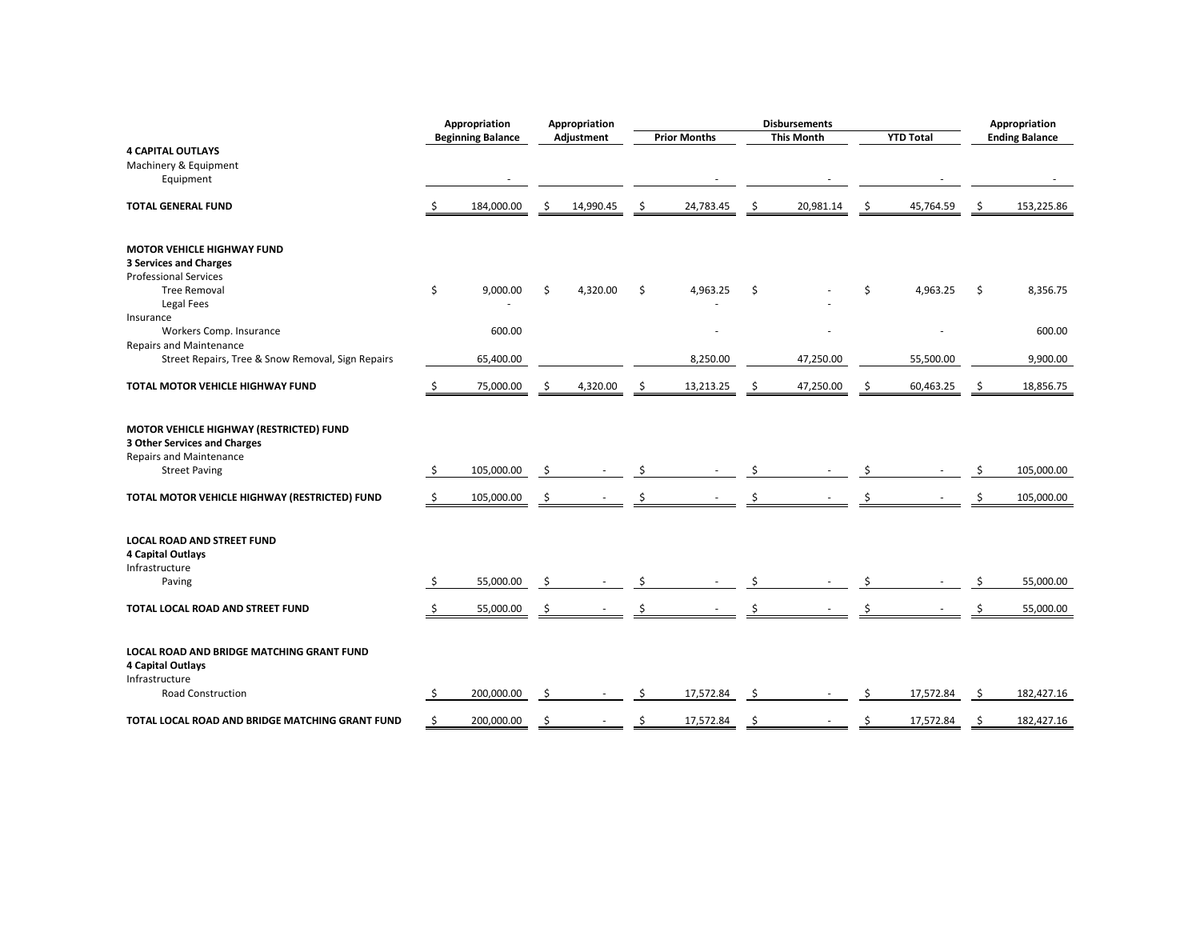| | Appropriation Beginning Balance | Appropriation Adjustment | Disbursements Prior Months | Disbursements This Month | Disbursements YTD Total | Appropriation Ending Balance |
|---|---|---|---|---|---|---|
| **4 CAPITAL OUTLAYS** | | | | | | |
| Machinery & Equipment | | | | | | |
| Equipment | - | | - | - | - | - |
| **TOTAL GENERAL FUND** | $ 184,000.00 | $ 14,990.45 | $ 24,783.45 | $ 20,981.14 | $ 45,764.59 | $ 153,225.86 |
| | | | | | | |
| **MOTOR VEHICLE HIGHWAY FUND** | | | | | | |
| **3 Services and Charges** | | | | | | |
| Professional Services | | | | | | |
| Tree Removal | $ 9,000.00 | $ 4,320.00 | $ 4,963.25 | $ - | $ 4,963.25 | $ 8,356.75 |
| Legal Fees | - | | - | - | | |
| Insurance | | | | | | |
| Workers Comp. Insurance | 600.00 | | - | - | - | 600.00 |
| Repairs and Maintenance | | | | | | |
| Street Repairs, Tree & Snow Removal, Sign Repairs | 65,400.00 | | 8,250.00 | 47,250.00 | 55,500.00 | 9,900.00 |
| **TOTAL MOTOR VEHICLE HIGHWAY FUND** | $ 75,000.00 | $ 4,320.00 | $ 13,213.25 | $ 47,250.00 | $ 60,463.25 | $ 18,856.75 |
| | | | | | | |
| **MOTOR VEHICLE HIGHWAY (RESTRICTED) FUND** | | | | | | |
| **3 Other Services and Charges** | | | | | | |
| Repairs and Maintenance | | | | | | |
| Street Paving | $ 105,000.00 | $ - | $ - | $ - | $ - | $ 105,000.00 |
| **TOTAL MOTOR VEHICLE HIGHWAY (RESTRICTED) FUND** | $ 105,000.00 | $ - | $ - | $ - | $ - | $ 105,000.00 |
| | | | | | | |
| **LOCAL ROAD AND STREET FUND** | | | | | | |
| **4 Capital Outlays** | | | | | | |
| Infrastructure | | | | | | |
| Paving | $ 55,000.00 | $ - | $ - | $ - | $ - | $ 55,000.00 |
| **TOTAL LOCAL ROAD AND STREET FUND** | $ 55,000.00 | $ - | $ - | $ - | $ - | $ 55,000.00 |
| | | | | | | |
| **LOCAL ROAD AND BRIDGE MATCHING GRANT FUND** | | | | | | |
| **4 Capital Outlays** | | | | | | |
| Infrastructure | | | | | | |
| Road Construction | $ 200,000.00 | $ - | $ 17,572.84 | $ - | $ 17,572.84 | $ 182,427.16 |
| **TOTAL LOCAL ROAD AND BRIDGE MATCHING GRANT FUND** | $ 200,000.00 | $ - | $ 17,572.84 | $ - | $ 17,572.84 | $ 182,427.16 |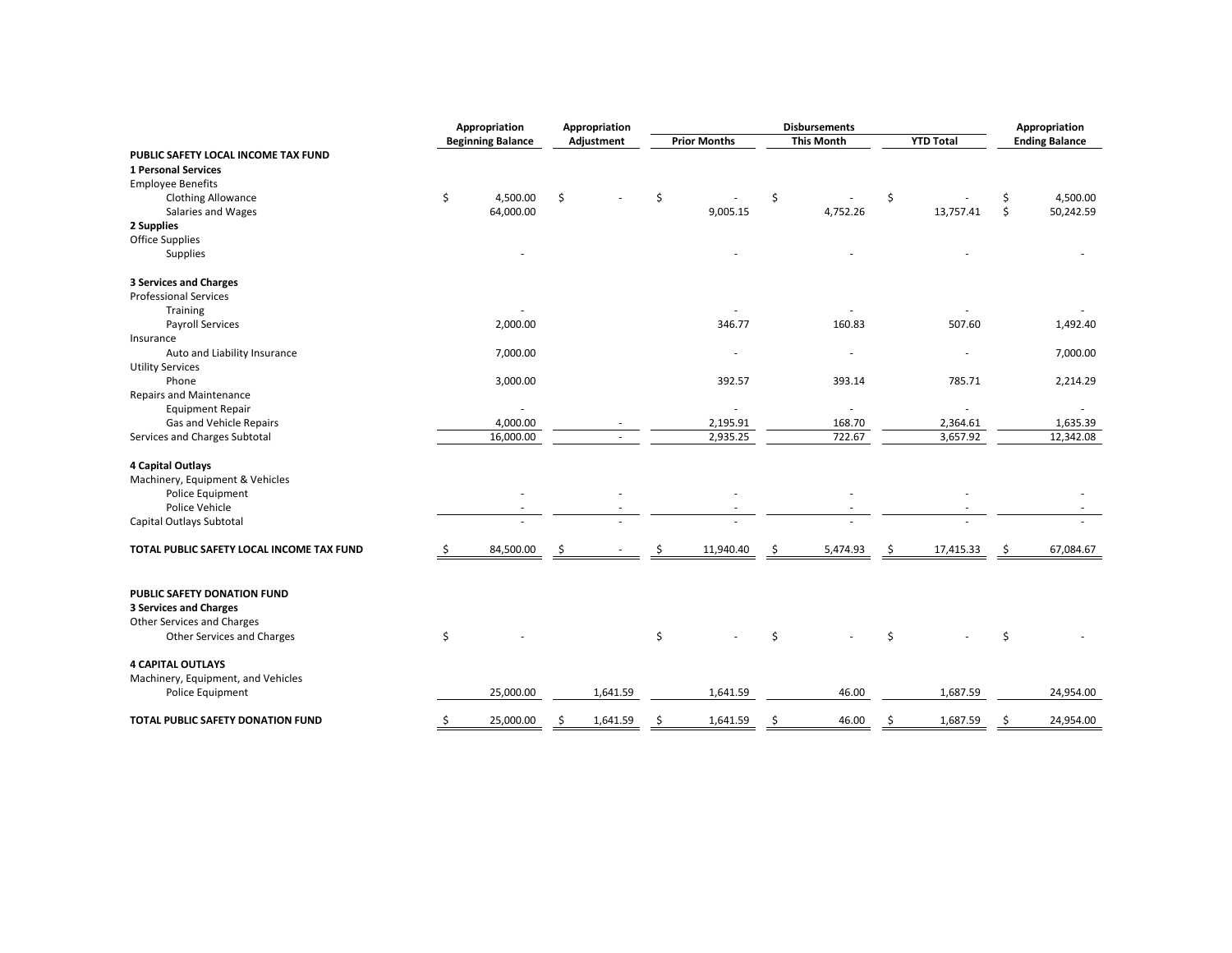| | Appropriation Beginning Balance | Appropriation Adjustment | Disbursements Prior Months | Disbursements This Month | Disbursements YTD Total | Appropriation Ending Balance |
|---|---|---|---|---|---|---|
| **PUBLIC SAFETY LOCAL INCOME TAX FUND** | | | | | | |
| **1 Personal Services** | | | | | | |
| Employee Benefits | | | | | | |
| Clothing Allowance | $ 4,500.00 | $ - | $ - | $ - | $ - | $ 4,500.00 |
| Salaries and Wages | 64,000.00 | | 9,005.15 | 4,752.26 | 13,757.41 | $ 50,242.59 |
| **2 Supplies** | | | | | | |
| Office Supplies | | | | | | |
| Supplies | - | | - | - | - | - |
| **3 Services and Charges** | | | | | | |
| Professional Services | | | | | | |
| Training | - | | - | - | - | - |
| Payroll Services | 2,000.00 | | 346.77 | 160.83 | 507.60 | 1,492.40 |
| Insurance | | | | | | |
| Auto and Liability Insurance | 7,000.00 | | - | - | - | 7,000.00 |
| Utility Services | | | | | | |
| Phone | 3,000.00 | | 392.57 | 393.14 | 785.71 | 2,214.29 |
| Repairs and Maintenance | | | | | | |
| Equipment Repair | - | | - | - | - | - |
| Gas and Vehicle Repairs | 4,000.00 | - | 2,195.91 | 168.70 | 2,364.61 | 1,635.39 |
| Services and Charges Subtotal | 16,000.00 | - | 2,935.25 | 722.67 | 3,657.92 | 12,342.08 |
| **4 Capital Outlays** | | | | | | |
| Machinery, Equipment & Vehicles | | | | | | |
| Police Equipment | - | - | - | - | - | - |
| Police Vehicle | - | - | - | - | - | - |
| Capital Outlays Subtotal | - | - | - | - | - | - |
| **TOTAL PUBLIC SAFETY LOCAL INCOME TAX FUND** | $ 84,500.00 | $ - | $ 11,940.40 | $ 5,474.93 | $ 17,415.33 | $ 67,084.67 |
| | | | | | | |
| **PUBLIC SAFETY DONATION FUND** | | | | | | |
| **3 Services and Charges** | | | | | | |
| Other Services and Charges | | | | | | |
| Other Services and Charges | $ - | | $ - | $ - | $ - | $ - |
| **4 CAPITAL OUTLAYS** | | | | | | |
| Machinery, Equipment, and Vehicles | | | | | | |
| Police Equipment | 25,000.00 | 1,641.59 | 1,641.59 | 46.00 | 1,687.59 | 24,954.00 |
| **TOTAL PUBLIC SAFETY DONATION FUND** | $ 25,000.00 | $ 1,641.59 | $ 1,641.59 | $ 46.00 | $ 1,687.59 | $ 24,954.00 |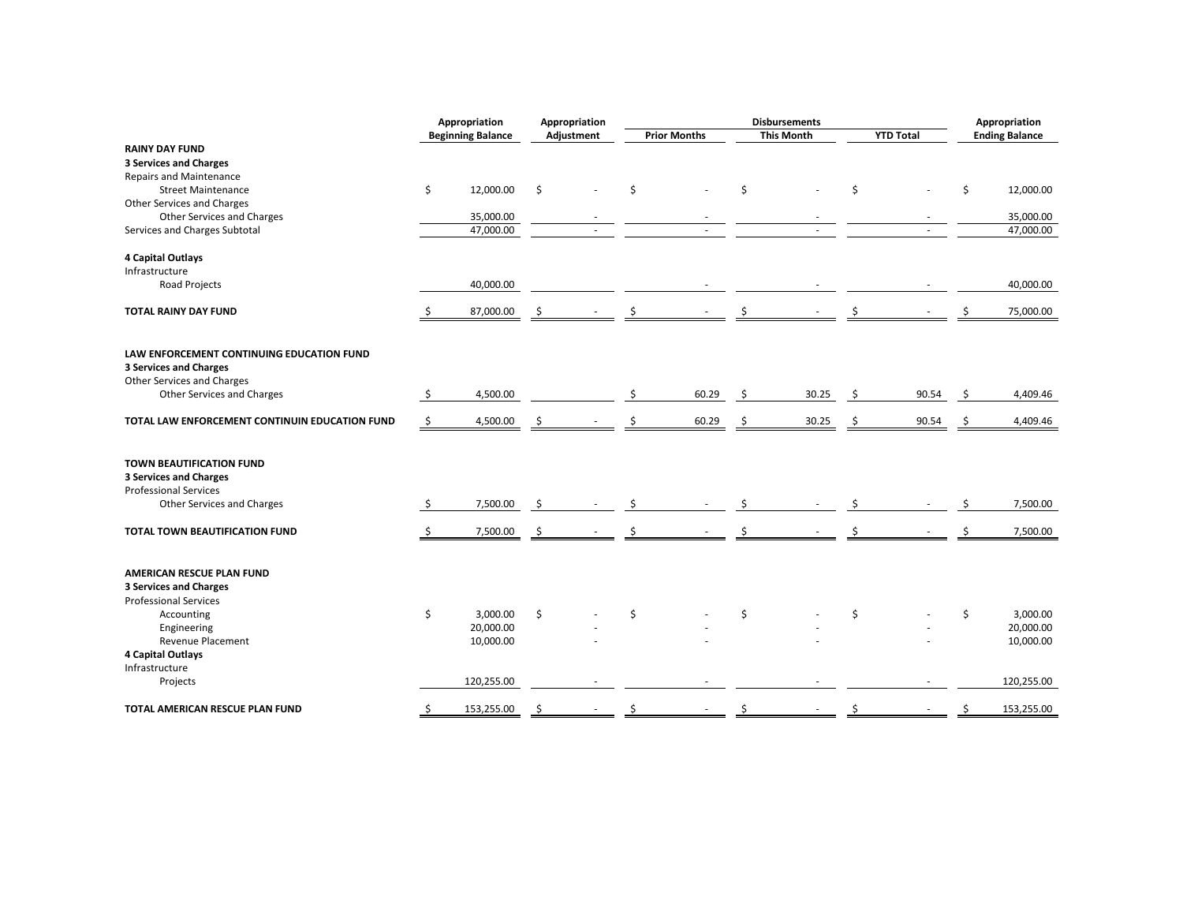| | Appropriation Beginning Balance | Appropriation Adjustment | Disbursements | | | Appropriation Ending Balance |
|---|---|---|---|---|---|---|
| | | | Prior Months | This Month | YTD Total | |
| **RAINY DAY FUND** | | | | | | |
| **3 Services and Charges** | | | | | | |
| Repairs and Maintenance | | | | | | |
| Street Maintenance | $ 12,000.00 | $ - | $ - | $ - | $ - | $ 12,000.00 |
| Other Services and Charges | | | | | | |
| Other Services and Charges | 35,000.00 | - | - | - | - | 35,000.00 |
| Services and Charges Subtotal | 47,000.00 | - | - | - | - | 47,000.00 |
| **4 Capital Outlays** | | | | | | |
| Infrastructure | | | | | | |
| Road Projects | 40,000.00 | | - | - | - | 40,000.00 |
| **TOTAL RAINY DAY FUND** | $ 87,000.00 | $ - | $ - | $ - | $ - | $ 75,000.00 |
| **LAW ENFORCEMENT CONTINUING EDUCATION FUND** | | | | | | |
| **3 Services and Charges** | | | | | | |
| Other Services and Charges | | | | | | |
| Other Services and Charges | $ 4,500.00 | | $ 60.29 | $ 30.25 | $ 90.54 | $ 4,409.46 |
| **TOTAL LAW ENFORCEMENT CONTINUIN EDUCATION FUND** | $ 4,500.00 | $ - | $ 60.29 | $ 30.25 | $ 90.54 | $ 4,409.46 |
| **TOWN BEAUTIFICATION FUND** | | | | | | |
| **3 Services and Charges** | | | | | | |
| Professional Services | | | | | | |
| Other Services and Charges | $ 7,500.00 | $ - | $ - | $ - | $ - | $ 7,500.00 |
| **TOTAL TOWN BEAUTIFICATION FUND** | $ 7,500.00 | $ - | $ - | $ - | $ - | $ 7,500.00 |
| **AMERICAN RESCUE PLAN FUND** | | | | | | |
| **3 Services and Charges** | | | | | | |
| Professional Services | | | | | | |
| Accounting | $ 3,000.00 | $ - | $ - | $ - | $ - | $ 3,000.00 |
| Engineering | 20,000.00 | - | - | - | - | 20,000.00 |
| Revenue Placement | 10,000.00 | - | - | - | - | 10,000.00 |
| **4 Capital Outlays** | | | | | | |
| Infrastructure | | | | | | |
| Projects | 120,255.00 | - | - | - | - | 120,255.00 |
| **TOTAL AMERICAN RESCUE PLAN FUND** | $ 153,255.00 | $ - | $ - | $ - | $ - | $ 153,255.00 |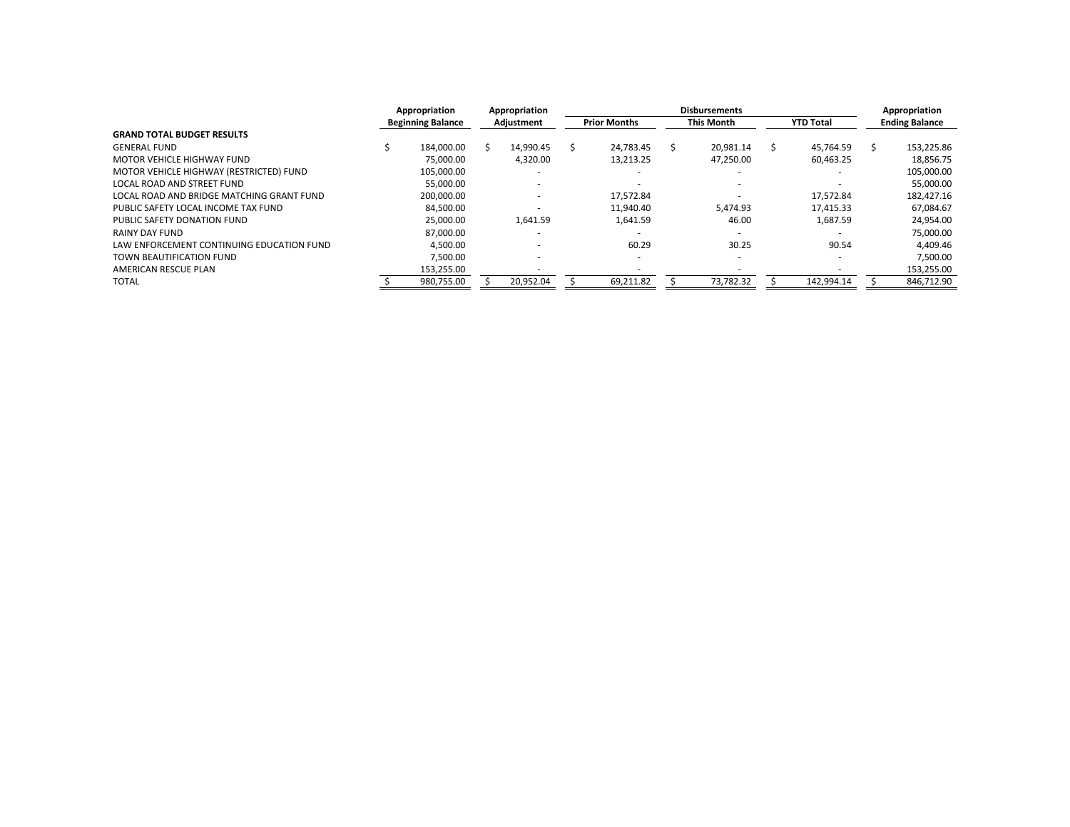| | Appropriation Beginning Balance | Appropriation Adjustment | Disbursements Prior Months | This Month | YTD Total | Appropriation Ending Balance |
|---|---|---|---|---|---|---|
| **GRAND TOTAL BUDGET RESULTS** | | | | | | |
| GENERAL FUND | $ 184,000.00 | $ 14,990.45 | $ 24,783.45 | $ 20,981.14 | $ 45,764.59 | $ 153,225.86 |
| MOTOR VEHICLE HIGHWAY FUND | 75,000.00 | 4,320.00 | 13,213.25 | 47,250.00 | 60,463.25 | 18,856.75 |
| MOTOR VEHICLE HIGHWAY (RESTRICTED) FUND | 105,000.00 | - | - | - | - | 105,000.00 |
| LOCAL ROAD AND STREET FUND | 55,000.00 | - | - | - | - | 55,000.00 |
| LOCAL ROAD AND BRIDGE MATCHING GRANT FUND | 200,000.00 | - | 17,572.84 | - | 17,572.84 | 182,427.16 |
| PUBLIC SAFETY LOCAL INCOME TAX FUND | 84,500.00 | - | 11,940.40 | 5,474.93 | 17,415.33 | 67,084.67 |
| PUBLIC SAFETY DONATION FUND | 25,000.00 | 1,641.59 | 1,641.59 | 46.00 | 1,687.59 | 24,954.00 |
| RAINY DAY FUND | 87,000.00 | - | - | - | - | 75,000.00 |
| LAW ENFORCEMENT CONTINUING EDUCATION FUND | 4,500.00 | - | 60.29 | 30.25 | 90.54 | 4,409.46 |
| TOWN BEAUTIFICATION FUND | 7,500.00 | - | - | - | - | 7,500.00 |
| AMERICAN RESCUE PLAN | 153,255.00 | - | - | - | - | 153,255.00 |
| TOTAL | $ 980,755.00 | $ 20,952.04 | $ 69,211.82 | $ 73,782.32 | $ 142,994.14 | $ 846,712.90 |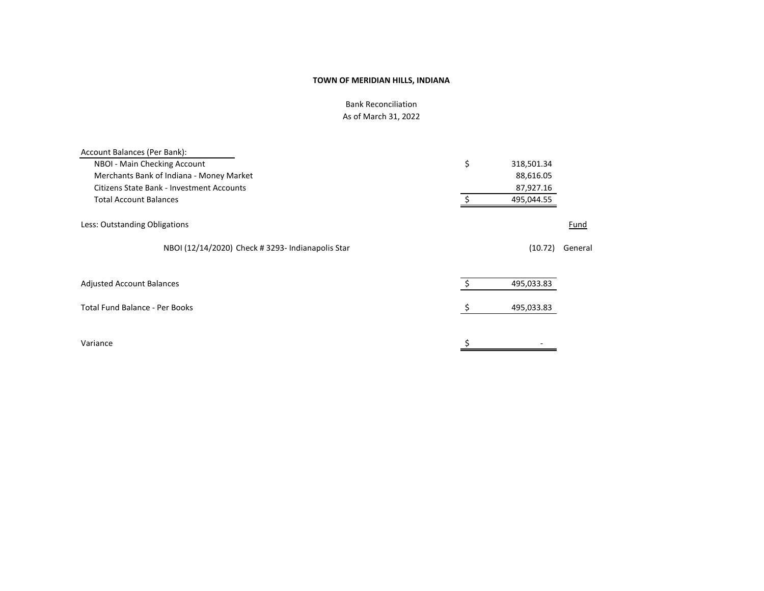**TOWN OF MERIDIAN HILLS, INDIANA**

Bank Reconciliation
As of March 31, 2022

| | | | |
|---|---|---|---|
| Account Balances (Per Bank): | | | |
| NBOI - Main Checking Account | $ | 318,501.34 | |
| Merchants Bank of Indiana - Money Market | | 88,616.05 | |
| Citizens State Bank - Investment Accounts | | 87,927.16 | |
| Total Account Balances | $ | 495,044.55 | |
| | | | |
| Less: Outstanding Obligations | | | Fund |
| NBOI (12/14/2020) Check # 3293- Indianapolis Star | | (10.72) | General |
| | | | |
| Adjusted Account Balances | $ | 495,033.83 | |
| | | | |
| Total Fund Balance - Per Books | $ | 495,033.83 | |
| | | | |
| Variance | $ | - | |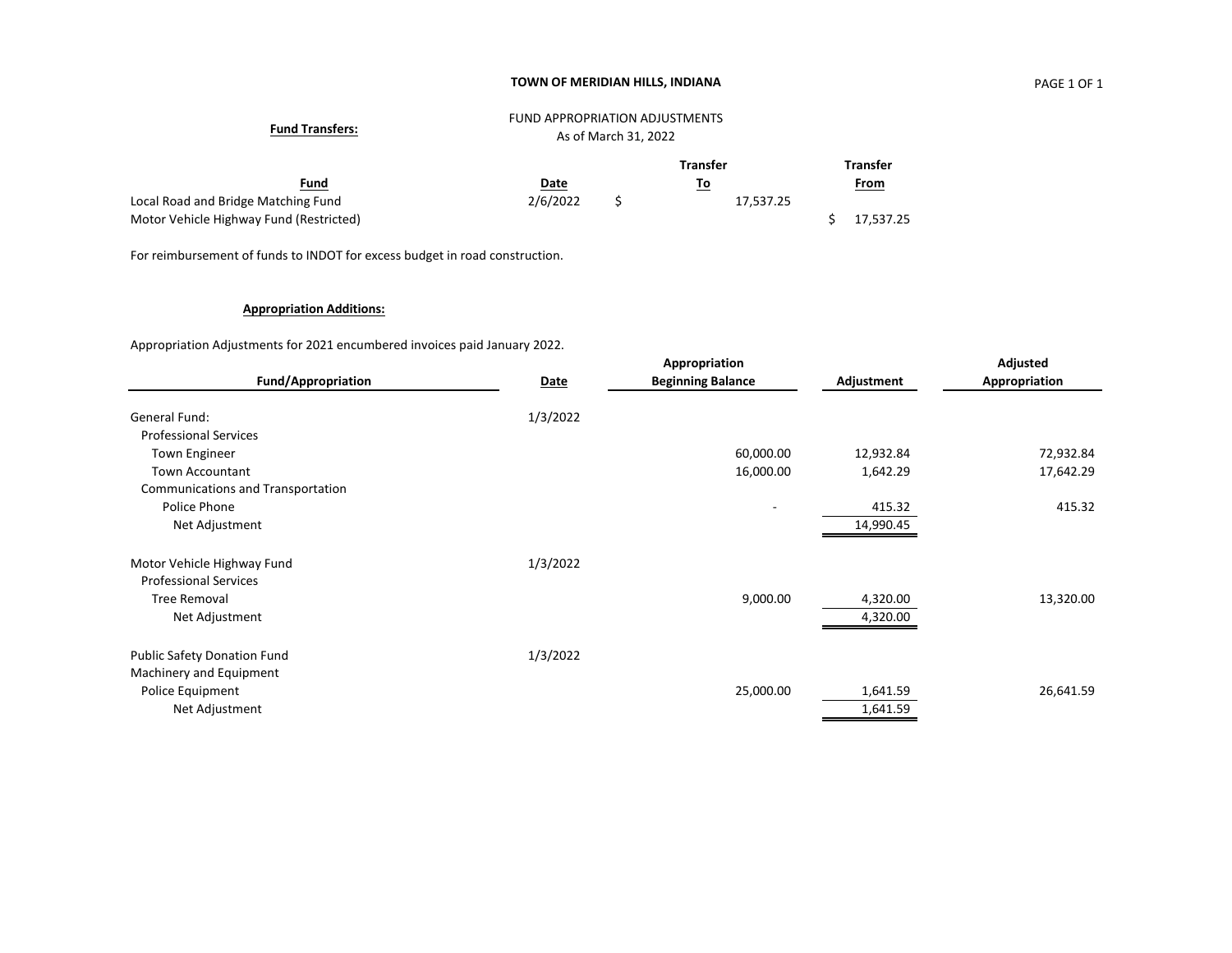**TOWN OF MERIDIAN HILLS, INDIANA**

FUND APPROPRIATION ADJUSTMENTS
As of March 31, 2022

**Fund Transfers:**

| Fund | Date | Transfer To | Transfer From |
|---|---|---|---|
| Local Road and Bridge Matching Fund | 2/6/2022 | $ 17,537.25 | |
| Motor Vehicle Highway Fund (Restricted) | | | $ 17,537.25 |

For reimbursement of funds to INDOT for excess budget in road construction.

**Appropriation Additions:**

Appropriation Adjustments for 2021 encumbered invoices paid January 2022.

| Fund/Appropriation | Date | Appropriation Beginning Balance | Adjustment | Adjusted Appropriation |
|---|---|---|---|---|
| General Fund: | 1/3/2022 | | | |
| Professional Services | | | | |
| Town Engineer | | 60,000.00 | 12,932.84 | 72,932.84 |
| Town Accountant | | 16,000.00 | 1,642.29 | 17,642.29 |
| Communications and Transportation | | | | |
| Police Phone | | - | 415.32 | 415.32 |
| Net Adjustment | | | 14,990.45 | |
| Motor Vehicle Highway Fund | 1/3/2022 | | | |
| Professional Services | | | | |
| Tree Removal | | 9,000.00 | 4,320.00 | 13,320.00 |
| Net Adjustment | | | 4,320.00 | |
| Public Safety Donation Fund | 1/3/2022 | | | |
| Machinery and Equipment | | | | |
| Police Equipment | | 25,000.00 | 1,641.59 | 26,641.59 |
| Net Adjustment | | | 1,641.59 | |